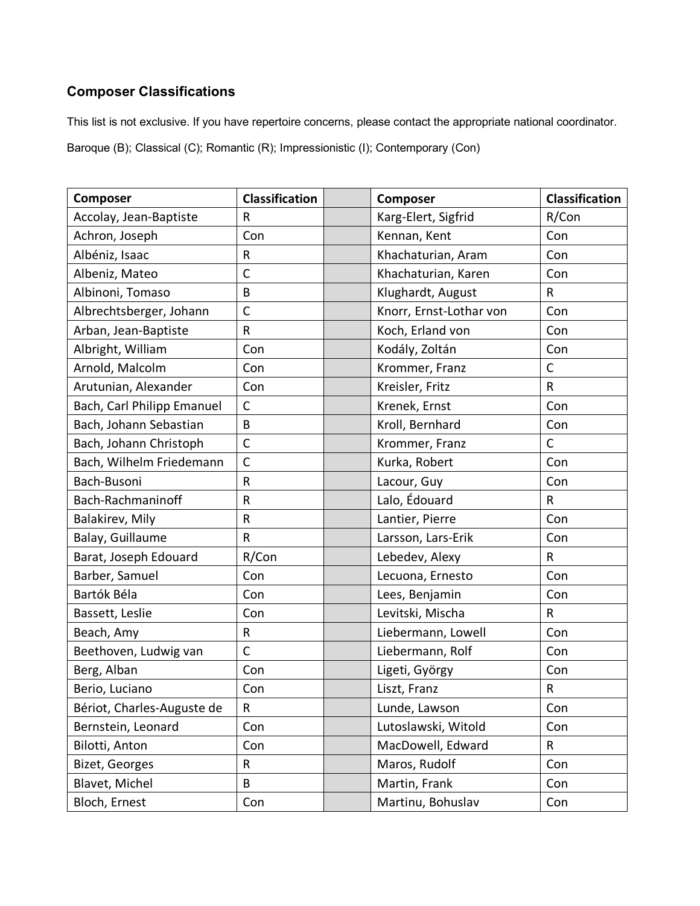## Composer Classifications

This list is not exclusive. If you have repertoire concerns, please contact the appropriate national coordinator.

Baroque (B); Classical (C); Romantic (R); Impressionistic (I); Contemporary (Con)

| Composer | Classification | | Composer | Classification |
|---|---|---|---|---|
| Accolay, Jean-Baptiste | R | | Karg-Elert, Sigfrid | R/Con |
| Achron, Joseph | Con | | Kennan, Kent | Con |
| Albéniz, Isaac | R | | Khachaturian, Aram | Con |
| Albeniz, Mateo | C | | Khachaturian, Karen | Con |
| Albinoni, Tomaso | B | | Klughardt, August | R |
| Albrechtsberger, Johann | C | | Knorr, Ernst-Lothar von | Con |
| Arban, Jean-Baptiste | R | | Koch, Erland von | Con |
| Albright, William | Con | | Kodály, Zoltán | Con |
| Arnold, Malcolm | Con | | Krommer, Franz | C |
| Arutunian, Alexander | Con | | Kreisler, Fritz | R |
| Bach, Carl Philipp Emanuel | C | | Krenek, Ernst | Con |
| Bach, Johann Sebastian | B | | Kroll, Bernhard | Con |
| Bach, Johann Christoph | C | | Krommer, Franz | C |
| Bach, Wilhelm Friedemann | C | | Kurka, Robert | Con |
| Bach-Busoni | R | | Lacour, Guy | Con |
| Bach-Rachmaninoff | R | | Lalo, Édouard | R |
| Balakirev, Mily | R | | Lantier, Pierre | Con |
| Balay, Guillaume | R | | Larsson, Lars-Erik | Con |
| Barat, Joseph Edouard | R/Con | | Lebedev, Alexy | R |
| Barber, Samuel | Con | | Lecuona, Ernesto | Con |
| Bartók Béla | Con | | Lees, Benjamin | Con |
| Bassett, Leslie | Con | | Levitski, Mischa | R |
| Beach, Amy | R | | Liebermann, Lowell | Con |
| Beethoven, Ludwig van | C | | Liebermann, Rolf | Con |
| Berg, Alban | Con | | Ligeti, György | Con |
| Berio, Luciano | Con | | Liszt, Franz | R |
| Bériot, Charles-Auguste de | R | | Lunde, Lawson | Con |
| Bernstein, Leonard | Con | | Lutoslawski, Witold | Con |
| Bilotti, Anton | Con | | MacDowell, Edward | R |
| Bizet, Georges | R | | Maros, Rudolf | Con |
| Blavet, Michel | B | | Martin, Frank | Con |
| Bloch, Ernest | Con | | Martinu, Bohuslav | Con |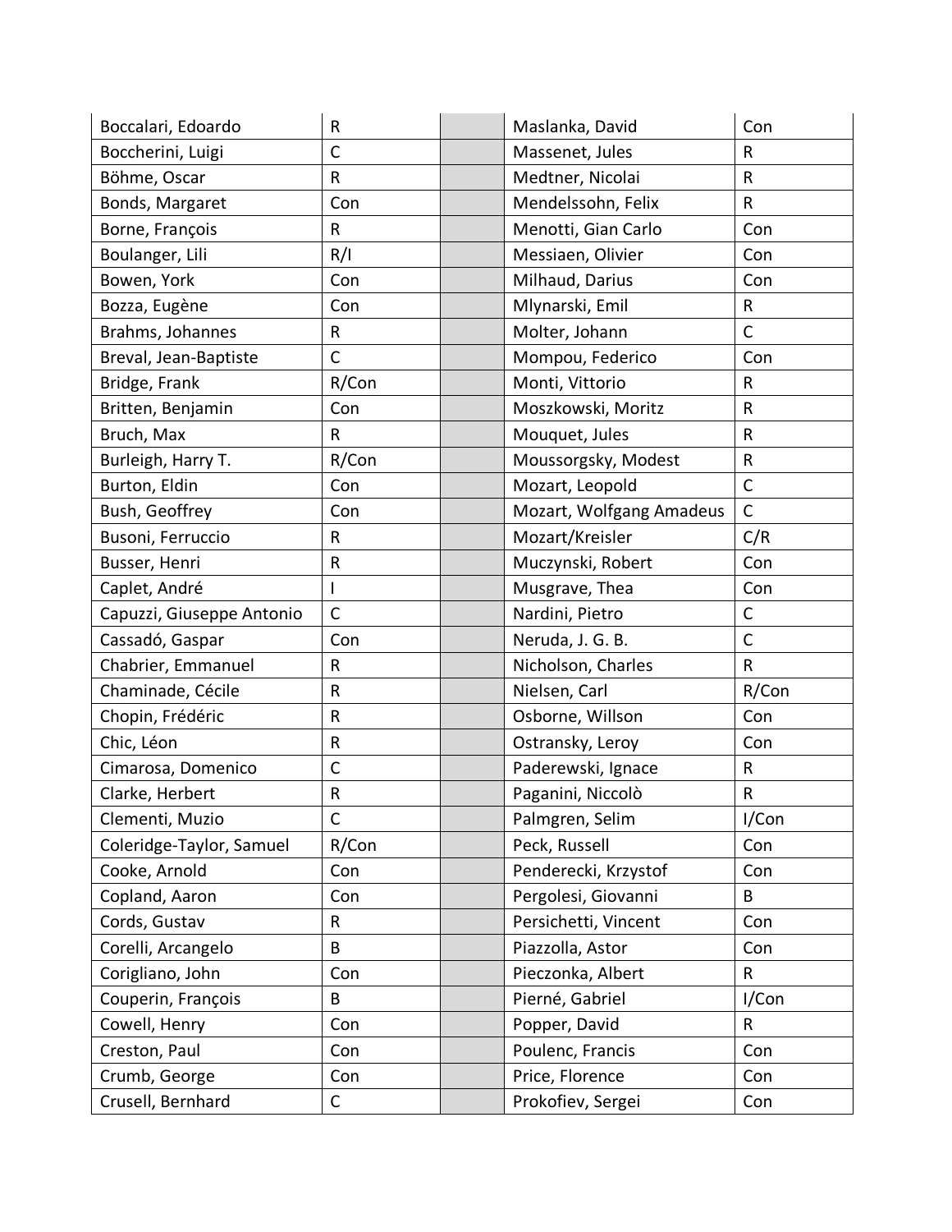| Boccalari, Edoardo | R | | Maslanka, David | Con |
|---|---|---|---|---|
| Boccherini, Luigi | C | | Massenet, Jules | R |
| Böhme, Oscar | R | | Medtner, Nicolai | R |
| Bonds, Margaret | Con | | Mendelssohn, Felix | R |
| Borne, François | R | | Menotti, Gian Carlo | Con |
| Boulanger, Lili | R/I | | Messiaen, Olivier | Con |
| Bowen, York | Con | | Milhaud, Darius | Con |
| Bozza, Eugène | Con | | Mlynarski, Emil | R |
| Brahms, Johannes | R | | Molter, Johann | C |
| Breval, Jean-Baptiste | C | | Mompou, Federico | Con |
| Bridge, Frank | R/Con | | Monti, Vittorio | R |
| Britten, Benjamin | Con | | Moszkowski, Moritz | R |
| Bruch, Max | R | | Mouquet, Jules | R |
| Burleigh, Harry T. | R/Con | | Moussorgsky, Modest | R |
| Burton, Eldin | Con | | Mozart, Leopold | C |
| Bush, Geoffrey | Con | | Mozart, Wolfgang Amadeus | C |
| Busoni, Ferruccio | R | | Mozart/Kreisler | C/R |
| Busser, Henri | R | | Muczynski, Robert | Con |
| Caplet, André | I | | Musgrave, Thea | Con |
| Capuzzi, Giuseppe Antonio | C | | Nardini, Pietro | C |
| Cassadó, Gaspar | Con | | Neruda, J. G. B. | C |
| Chabrier, Emmanuel | R | | Nicholson, Charles | R |
| Chaminade, Cécile | R | | Nielsen, Carl | R/Con |
| Chopin, Frédéric | R | | Osborne, Willson | Con |
| Chic, Léon | R | | Ostransky, Leroy | Con |
| Cimarosa, Domenico | C | | Paderewski, Ignace | R |
| Clarke, Herbert | R | | Paganini, Niccolò | R |
| Clementi, Muzio | C | | Palmgren, Selim | I/Con |
| Coleridge-Taylor, Samuel | R/Con | | Peck, Russell | Con |
| Cooke, Arnold | Con | | Penderecki, Krzystof | Con |
| Copland, Aaron | Con | | Pergolesi, Giovanni | B |
| Cords, Gustav | R | | Persichetti, Vincent | Con |
| Corelli, Arcangelo | B | | Piazzolla, Astor | Con |
| Corigliano, John | Con | | Pieczonka, Albert | R |
| Couperin, François | B | | Pierné, Gabriel | I/Con |
| Cowell, Henry | Con | | Popper, David | R |
| Creston, Paul | Con | | Poulenc, Francis | Con |
| Crumb, George | Con | | Price, Florence | Con |
| Crusell, Bernhard | C | | Prokofiev, Sergei | Con |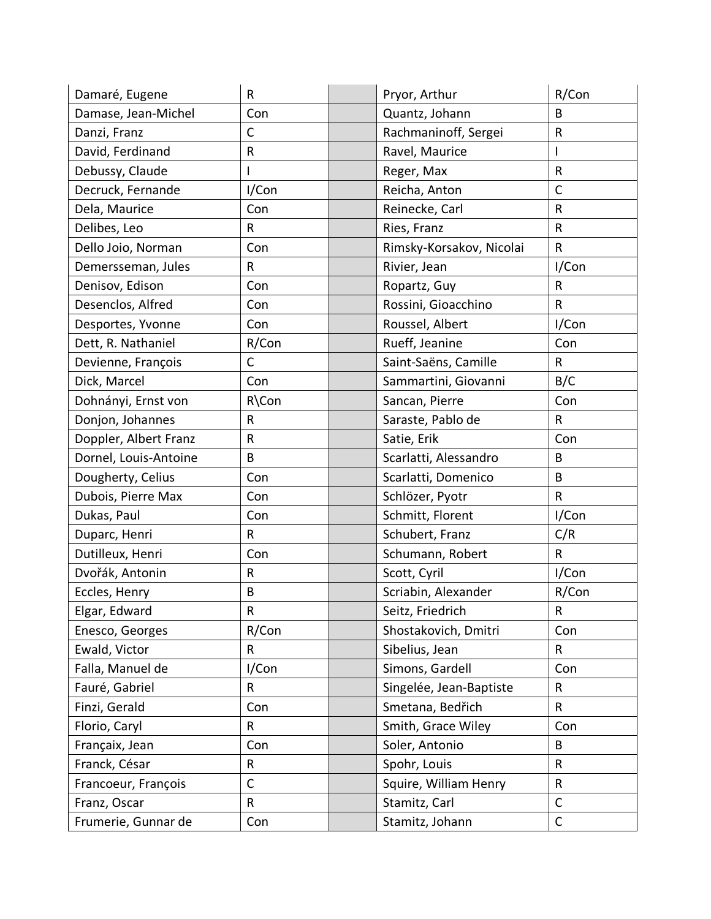| Damaré, Eugene | R | | Pryor, Arthur | R/Con |
|---|---|---|---|---|
| Damase, Jean-Michel | Con | | Quantz, Johann | B |
| Danzi, Franz | C | | Rachmaninoff, Sergei | R |
| David, Ferdinand | R | | Ravel, Maurice | I |
| Debussy, Claude | I | | Reger, Max | R |
| Decruck, Fernande | I/Con | | Reicha, Anton | C |
| Dela, Maurice | Con | | Reinecke, Carl | R |
| Delibes, Leo | R | | Ries, Franz | R |
| Dello Joio, Norman | Con | | Rimsky-Korsakov, Nicolai | R |
| Demersseman, Jules | R | | Rivier, Jean | I/Con |
| Denisov, Edison | Con | | Ropartz, Guy | R |
| Desenclos, Alfred | Con | | Rossini, Gioacchino | R |
| Desportes, Yvonne | Con | | Roussel, Albert | I/Con |
| Dett, R. Nathaniel | R/Con | | Rueff, Jeanine | Con |
| Devienne, François | C | | Saint-Saëns, Camille | R |
| Dick, Marcel | Con | | Sammartini, Giovanni | B/C |
| Dohnányi, Ernst von | R\Con | | Sancan, Pierre | Con |
| Donjon, Johannes | R | | Saraste, Pablo de | R |
| Doppler, Albert Franz | R | | Satie, Erik | Con |
| Dornel, Louis-Antoine | B | | Scarlatti, Alessandro | B |
| Dougherty, Celius | Con | | Scarlatti, Domenico | B |
| Dubois, Pierre Max | Con | | Schlözer, Pyotr | R |
| Dukas, Paul | Con | | Schmitt, Florent | I/Con |
| Duparc, Henri | R | | Schubert, Franz | C/R |
| Dutilleux, Henri | Con | | Schumann, Robert | R |
| Dvořák, Antonin | R | | Scott, Cyril | I/Con |
| Eccles, Henry | B | | Scriabin, Alexander | R/Con |
| Elgar, Edward | R | | Seitz, Friedrich | R |
| Enesco, Georges | R/Con | | Shostakovich, Dmitri | Con |
| Ewald, Victor | R | | Sibelius, Jean | R |
| Falla, Manuel de | I/Con | | Simons, Gardell | Con |
| Fauré, Gabriel | R | | Singelée, Jean-Baptiste | R |
| Finzi, Gerald | Con | | Smetana, Bedřich | R |
| Florio, Caryl | R | | Smith, Grace Wiley | Con |
| Françaix, Jean | Con | | Soler, Antonio | B |
| Franck, César | R | | Spohr, Louis | R |
| Francoeur, François | C | | Squire, William Henry | R |
| Franz, Oscar | R | | Stamitz, Carl | C |
| Frumerie, Gunnar de | Con | | Stamitz, Johann | C |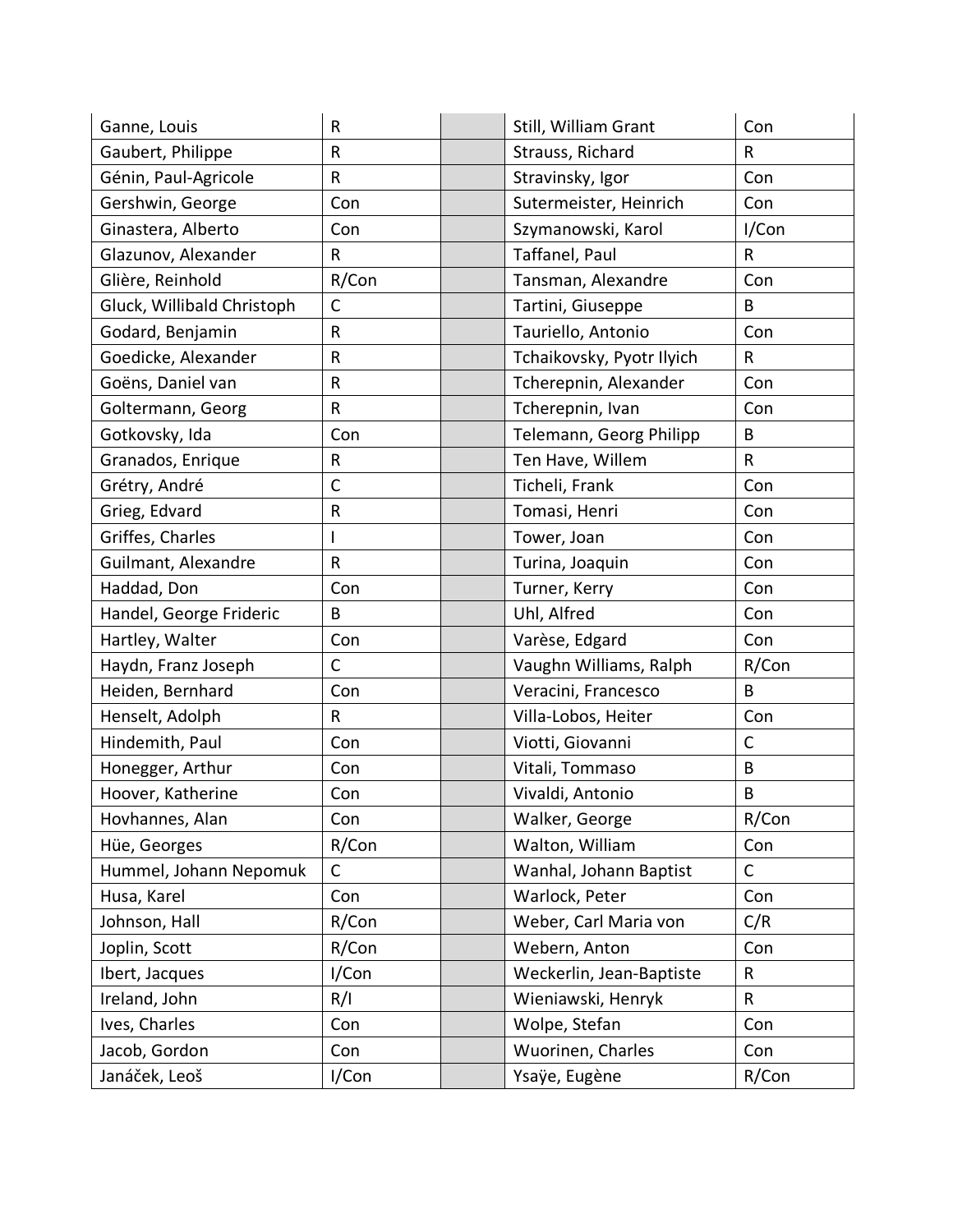| | |
|---|---|
| Ganne, Louis | R |
| Gaubert, Philippe | R |
| Génin, Paul-Agricole | R |
| Gershwin, George | Con |
| Ginastera, Alberto | Con |
| Glazunov, Alexander | R |
| Glière, Reinhold | R/Con |
| Gluck, Willibald Christoph | C |
| Godard, Benjamin | R |
| Goedicke, Alexander | R |
| Goëns, Daniel van | R |
| Goltermann, Georg | R |
| Gotkovsky, Ida | Con |
| Granados, Enrique | R |
| Grétry, André | C |
| Grieg, Edvard | R |
| Griffes, Charles | I |
| Guilmant, Alexandre | R |
| Haddad, Don | Con |
| Handel, George Frideric | B |
| Hartley, Walter | Con |
| Haydn, Franz Joseph | C |
| Heiden, Bernhard | Con |
| Henselt, Adolph | R |
| Hindemith, Paul | Con |
| Honegger, Arthur | Con |
| Hoover, Katherine | Con |
| Hovhannes, Alan | Con |
| Hüe, Georges | R/Con |
| Hummel, Johann Nepomuk | C |
| Husa, Karel | Con |
| Johnson, Hall | R/Con |
| Joplin, Scott | R/Con |
| Ibert, Jacques | I/Con |
| Ireland, John | R/I |
| Ives, Charles | Con |
| Jacob, Gordon | Con |
| Janáček, Leoš | I/Con |
| Still, William Grant | Con |
| Strauss, Richard | R |
| Stravinsky, Igor | Con |
| Sutermeister, Heinrich | Con |
| Szymanowski, Karol | I/Con |
| Taffanel, Paul | R |
| Tansman, Alexandre | Con |
| Tartini, Giuseppe | B |
| Tauriello, Antonio | Con |
| Tchaikovsky, Pyotr Ilyich | R |
| Tcherepnin, Alexander | Con |
| Tcherepnin, Ivan | Con |
| Telemann, Georg Philipp | B |
| Ten Have, Willem | R |
| Ticheli, Frank | Con |
| Tomasi, Henri | Con |
| Tower, Joan | Con |
| Turina, Joaquin | Con |
| Turner, Kerry | Con |
| Uhl, Alfred | Con |
| Varèse, Edgard | Con |
| Vaughn Williams, Ralph | R/Con |
| Veracini, Francesco | B |
| Villa-Lobos, Heiter | Con |
| Viotti, Giovanni | C |
| Vitali, Tommaso | B |
| Vivaldi, Antonio | B |
| Walker, George | R/Con |
| Walton, William | Con |
| Wanhal, Johann Baptist | C |
| Warlock, Peter | Con |
| Weber, Carl Maria von | C/R |
| Webern, Anton | Con |
| Weckerlin, Jean-Baptiste | R |
| Wieniawski, Henryk | R |
| Wolpe, Stefan | Con |
| Wuorinen, Charles | Con |
| Ysaÿe, Eugène | R/Con |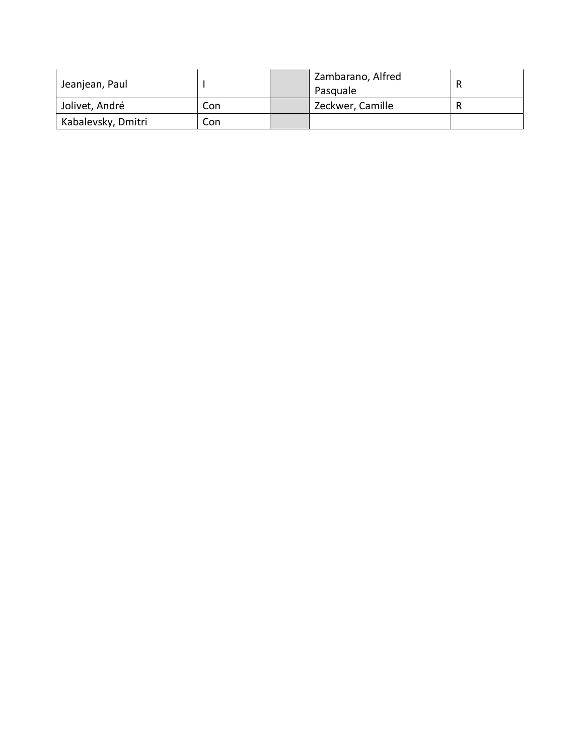| | | | | |
|---|---|---|---|---|
| Jeanjean, Paul | I | | Zambarano, Alfred Pasquale | R |
| Jolivet, André | Con | | Zeckwer, Camille | R |
| Kabalevsky, Dmitri | Con | | | |